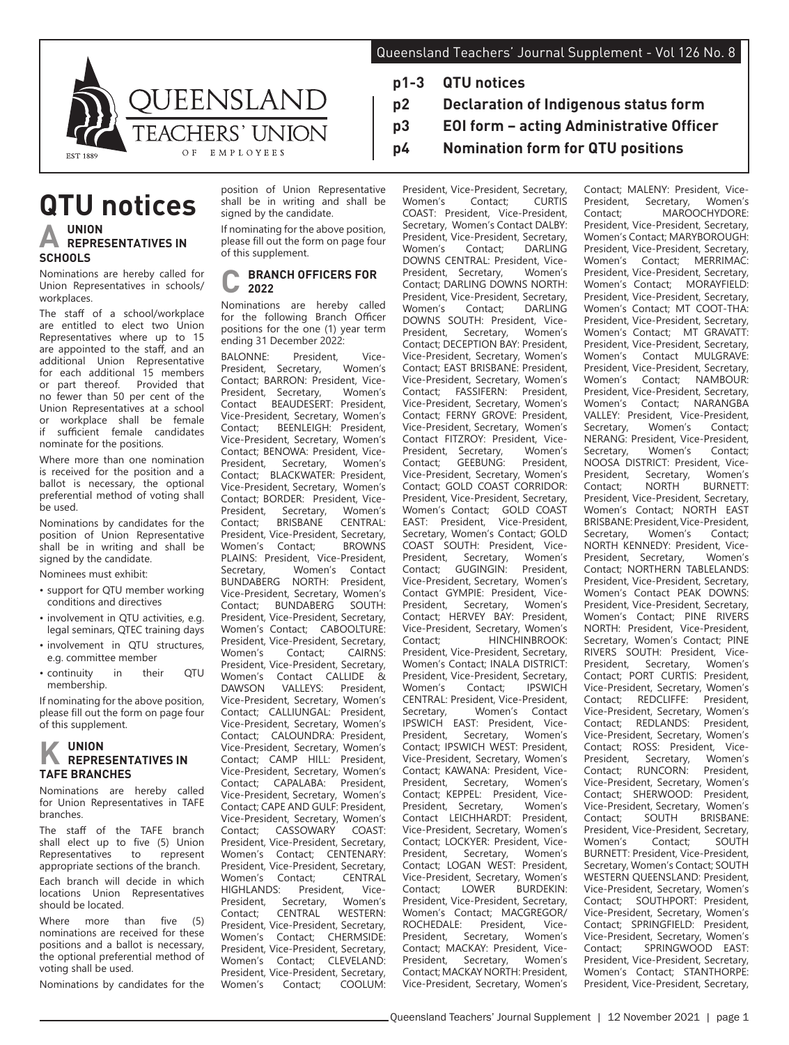# QUEENSLAND TEACHERS' UNION OF EMPLOYEES

EST 1889

- **p1-3 QTU notices**
- **p2 Declaration of Indigenous status form**
- **p3 EOI form – acting Administrative Officer**
- **p4 Nomination form for QTU positions**

# QTU notices

## A UNION REPRESENTATIVES IN SCHOOLS

Nominations are hereby called for Union Representatives in schools/ workplaces.

The staff of a school/workplace are entitled to elect two Union Representatives where up to 15 are appointed to the staff, and an additional Union Representative for each additional 15 members or part thereof. Provided that no fewer than 50 per cent of the Union Representatives at a school or workplace shall be female if sufficient female candidates nominate for the positions.

Where more than one nomination is received for the position and a ballot is necessary, the optional preferential method of voting shall be used.

Nominations by candidates for the position of Union Representative shall be in writing and shall be signed by the candidate.

Nominees must exhibit:

- support for QTU member working conditions and directives
- involvement in QTU activities, e.g. legal seminars, QTEC training days
- involvement in QTU structures, e.g. committee member
- continuity in their QTU membership.

If nominating for the above position, please fill out the form on page four of this supplement.

## K UNION REPRESENTATIVES IN TAFE BRANCHES

Nominations are hereby called for Union Representatives in TAFE branches.

The staff of the TAFE branch shall elect up to five (5) Union Representatives to represent appropriate sections of the branch.

Each branch will decide in which locations Union Representatives should be located.

Where more than five (5) nominations are received for these positions and a ballot is necessary, the optional preferential method of voting shall be used.

Nominations by candidates for the position of Union Representative shall be in writing and shall be signed by the candidate.

If nominating for the above position, please fill out the form on page four of this supplement.

## C BRANCH OFFICERS FOR 2022

Nominations are hereby called for the following Branch Officer positions for the one (1) year term ending 31 December 2022:

BALONNE: President, Vice-President, Secretary, Women's Contact; BARRON: President, Vice-President, Secretary, Women's Contact BEAUDESERT: President, Vice-President, Secretary, Women's Contact; BEENLEIGH: President, Vice-President, Secretary, Women's Contact; BENOWA: President, Vice-President, Secretary, Women's Contact; BLACKWATER: President, Vice-President, Secretary, Women's Contact; BORDER: President, Vice-President, Secretary, Women's Contact; BRISBANE CENTRAL: President, Vice-President, Secretary, Women's Contact; BROWNS PLAINS: President, Vice-President, Secretary, Women's Contact BUNDABERG NORTH: President, Vice-President, Secretary, Women's Contact; BUNDABERG SOUTH: President, Vice-President, Secretary, Women's Contact; CABOOLTURE: President, Vice-President, Secretary, Women's Contact; CAIRNS: President, Vice-President, Secretary, Women's Contact CALLIDE & DAWSON VALLEYS: President, Vice-President, Secretary, Women's Contact; CALLIUNGAL: President, Vice-President, Secretary, Women's Contact; CALOUNDRA: President, Vice-President, Secretary, Women's Contact; CAMP HILL: President, Vice-President, Secretary, Women's Contact; CAPALABA: President, Vice-President, Secretary, Women's Contact; CAPE AND GULF: President, Vice-President, Secretary, Women's Contact; CASSOWARY COAST: President, Vice-President, Secretary, Women's Contact; CENTENARY: President, Vice-President, Secretary, Women's Contact; CENTRAL HIGHLANDS: President, Vice-President, Secretary, Women's Contact; CENTRAL WESTERN: President, Vice-President, Secretary, Women's Contact; CHERMSIDE: President, Vice-President, Secretary, Women's Contact; CLEVELAND: President, Vice-President, Secretary, Women's Contact; COOLUM: President, Vice-President, Secretary, Women's Contact; CURTIS COAST: President, Vice-President, Secretary, Women's Contact DALBY: President, Vice-President, Secretary, Women's Contact; DARLING DOWNS CENTRAL: President, Vice-President, Secretary, Women's Contact; DARLING DOWNS NORTH: President, Vice-President, Secretary, Women's Contact; DARLING DOWNS SOUTH: President, Vice-President, Secretary, Women's Contact; DECEPTION BAY: President, Vice-President, Secretary, Women's Contact; EAST BRISBANE: President, Vice-President, Secretary, Women's Contact; FASSIFERN: President, Vice-President, Secretary, Women's Contact; FERNY GROVE: President, Vice-President, Secretary, Women's Contact FITZROY: President, Vice-President, Secretary, Women's Contact; GEEBUNG: President, Vice-President, Secretary, Women's Contact; GOLD COAST CORRIDOR: President, Vice-President, Secretary, Women's Contact; GOLD COAST EAST: President, Vice-President, Secretary, Women's Contact; GOLD COAST SOUTH: President, Vice-President, Secretary, Women's Contact; GUGINGIN: President, Vice-President, Secretary, Women's Contact GYMPIE: President, Vice-President, Secretary, Women's Contact; HERVEY BAY: President, Vice-President, Secretary, Women's Contact; HINCHINBROOK: President, Vice-President, Secretary, Women's Contact; INALA DISTRICT: President, Vice-President, Secretary, Women's Contact; IPSWICH CENTRAL: President, Vice-President, Secretary, Women's Contact IPSWICH EAST: President, Vice-President, Secretary, Women's Contact; IPSWICH WEST: President, Vice-President, Secretary, Women's Contact; KAWANA: President, Vice-President, Secretary, Women's Contact; KEPPEL: President, Vice-President, Secretary, Women's Contact LEICHHARDT: President, Vice-President, Secretary, Women's Contact; LOCKYER: President, Vice-President, Secretary, Women's Contact; LOGAN WEST: President, Vice-President, Secretary, Women's Contact; LOWER BURDEKIN: President, Vice-President, Secretary, Women's Contact; MACGREGOR/ ROCHEDALE: President, Vice-President, Secretary, Women's Contact; MACKAY: President, Vice-President, Secretary, Women's Contact; MACKAY NORTH: President, Vice-President, Secretary, Women's Contact; MALENY: President, Vice-President, Secretary, Women's Contact; MAROOCHYDORE: President, Vice-President, Secretary, Women's Contact; MARYBOROUGH: President, Vice-President, Secretary, Women's Contact; MERRIMAC: President, Vice-President, Secretary, Women's Contact; MORAYFIELD: President, Vice-President, Secretary, Women's Contact; MT COOT-THA: President, Vice-President, Secretary, Women's Contact; MT GRAVATT: President, Vice-President, Secretary, Women's Contact MULGRAVE: President, Vice-President, Secretary, Women's Contact; NAMBOUR: President, Vice-President, Secretary, Women's Contact; NARANGBA VALLEY: President, Vice-President, Secretary, Women's Contact; NERANG: President, Vice-President, Secretary, Women's Contact; NOOSA DISTRICT: President, Vice-President, Secretary, Women's Contact; NORTH BURNETT: President, Vice-President, Secretary, Women's Contact; NORTH EAST BRISBANE: President, Vice-President, Secretary, Women's Contact; NORTH KENNEDY: President, Vice-President, Secretary, Women's Contact; NORTHERN TABLELANDS: President, Vice-President, Secretary, Women's Contact PEAK DOWNS: President, Vice-President, Secretary, Women's Contact; PINE RIVERS NORTH: President, Vice-President, Secretary, Women's Contact; PINE RIVERS SOUTH: President, Vice-President, Secretary, Women's Contact; PORT CURTIS: President, Vice-President, Secretary, Women's Contact; REDCLIFFE: President, Vice-President, Secretary, Women's Contact; REDLANDS: President, Vice-President, Secretary, Women's Contact; ROSS: President, Vice-President, Secretary, Women's Contact; RUNCORN: President, Vice-President, Secretary, Women's Contact; SHERWOOD: President, Vice-President, Secretary, Women's Contact; SOUTH BRISBANE: President, Vice-President, Secretary, Women's Contact; SOUTH BURNETT: President, Vice-President, Secretary, Women's Contact; SOUTH WESTERN QUEENSLAND: President, Vice-President, Secretary, Women's Contact; SOUTHPORT: President, Vice-President, Secretary, Women's Contact; SPRINGFIELD: President, Vice-President, Secretary, Women's Contact; SPRINGWOOD EAST: President, Vice-President, Secretary, Women's Contact; STANTHORPE: President, Vice-President, Secretary,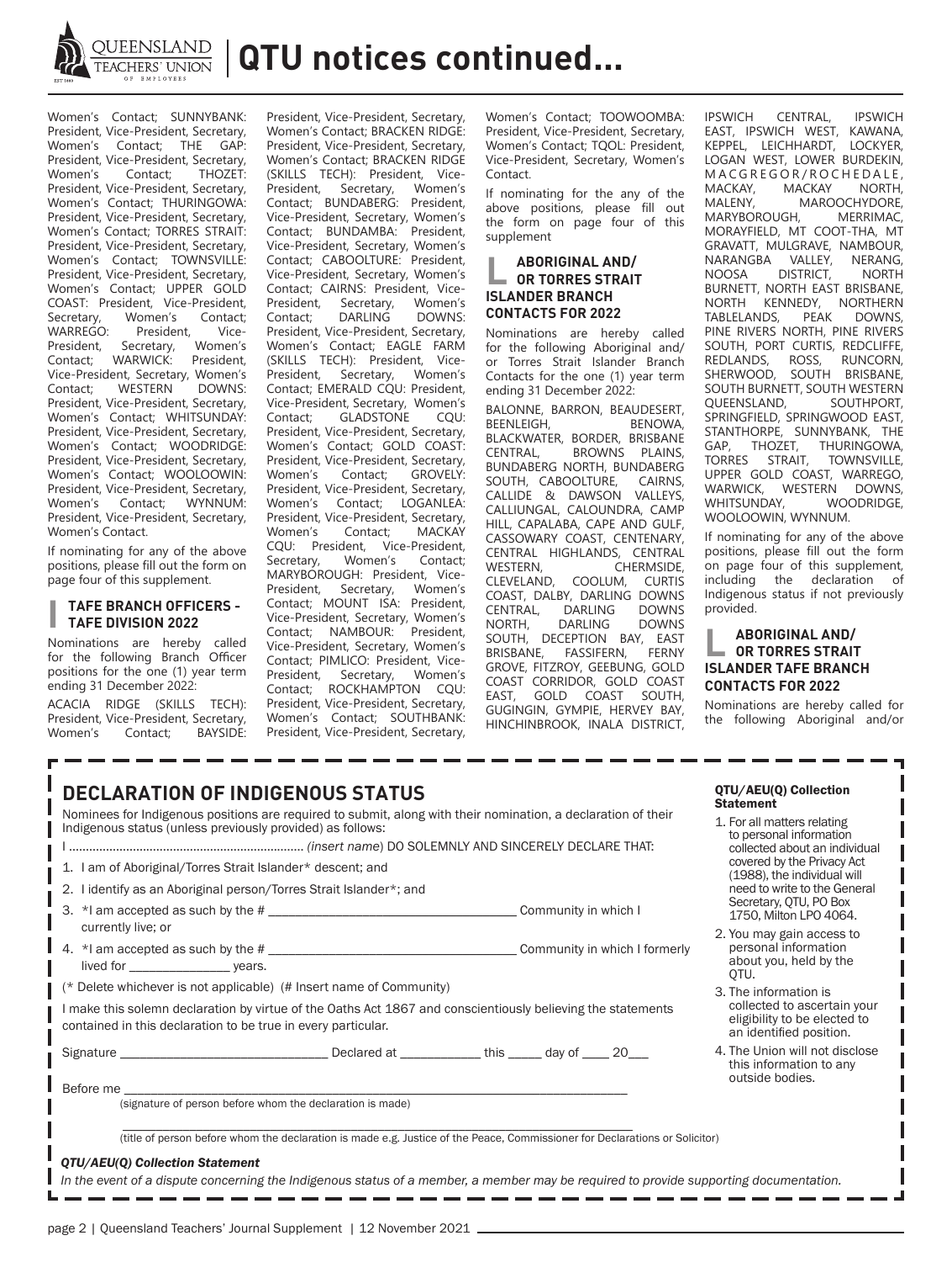# QTU notices continued...

Women's Contact; SUNNYBANK: President, Vice-President, Secretary, Women's Contact; THE GAP: President, Vice-President, Secretary, Women's Contact; THOZET: President, Vice-President, Secretary, Women's Contact; THURINGOWA: President, Vice-President, Secretary, Women's Contact; TORRES STRAIT: President, Vice-President, Secretary, Women's Contact; TOWNSVILLE: President, Vice-President, Secretary, Women's Contact; UPPER GOLD COAST: President, Vice-President, Secretary, Women's Contact; WARREGO: President, Vice-President, Secretary, Women's Contact; WARWICK: President, Vice-President, Secretary, Women's Contact; WESTERN DOWNS: President, Vice-President, Secretary, Women's Contact; WHITSUNDAY: President, Vice-President, Secretary, Women's Contact; WOODRIDGE: President, Vice-President, Secretary, Women's Contact; WOOLOOWIN: President, Vice-President, Secretary, Women's Contact; WYNNUM: President, Vice-President, Secretary, Women's Contact.

If nominating for any of the above positions, please fill out the form on page four of this supplement.

### TAFE BRANCH OFFICERS - TAFE DIVISION 2022

Nominations are hereby called for the following Branch Officer positions for the one (1) year term ending 31 December 2022:

ACACIA RIDGE (SKILLS TECH): President, Vice-President, Secretary, Women's Contact; BAYSIDE: President, Vice-President, Secretary, Women's Contact; BRACKEN RIDGE: President, Vice-President, Secretary, Women's Contact; BRACKEN RIDGE (SKILLS TECH): President, Vice-President, Secretary, Women's Contact; BUNDABERG: President, Vice-President, Secretary, Women's Contact; BUNDAMBA: President, Vice-President, Secretary, Women's Contact; CABOOLTURE: President, Vice-President, Secretary, Women's Contact; CAIRNS: President, Vice-President, Secretary, Women's Contact; DARLING DOWNS: President, Vice-President, Secretary, Women's Contact; EAGLE FARM (SKILLS TECH): President, Vice-President, Secretary, Women's Contact; EMERALD CQU: President, Vice-President, Secretary, Women's Contact; GLADSTONE CQU: President, Vice-President, Secretary, Women's Contact; GOLD COAST: President, Vice-President, Secretary, Women's Contact; GROVELY: President, Vice-President, Secretary, Women's Contact; LOGANLEA: President, Vice-President, Secretary, Women's Contact; MACKAY CQU: President, Vice-President, Secretary, Women's Contact; MARYBOROUGH: President, Vice-President, Secretary, Women's Contact; MOUNT ISA: President, Vice-President, Secretary, Women's Contact; NAMBOUR: President, Vice-President, Secretary, Women's Contact; PIMLICO: President, Vice-President, Secretary, Women's Contact; ROCKHAMPTON CQU: President, Vice-President, Secretary, Women's Contact; SOUTHBANK: President, Vice-President, Secretary, Women's Contact; TOOWOOMBA: President, Vice-President, Secretary, Women's Contact; TQOL: President, Vice-President, Secretary, Women's Contact.

If nominating for the any of the above positions, please fill out the form on page four of this supplement

### ABORIGINAL AND/ OR TORRES STRAIT ISLANDER BRANCH CONTACTS FOR 2022

Nominations are hereby called for the following Aboriginal and/ or Torres Strait Islander Branch Contacts for the one (1) year term ending 31 December 2022:

BALONNE, BARRON, BEAUDESERT, BEENLEIGH, BENOWA, BLACKWATER, BORDER, BRISBANE CENTRAL, BROWNS PLAINS, BUNDABERG NORTH, BUNDABERG SOUTH, CABOOLTURE, CAIRNS, CALLIDE & DAWSON VALLEYS, CALLIUNGAL, CALOUNDRA, CAMP HILL, CAPALABA, CAPE AND GULF, CASSOWARY COAST, CENTENARY, CENTRAL HIGHLANDS, CENTRAL WESTERN, CHERMSIDE, CLEVELAND, COOLUM, CURTIS COAST, DALBY, DARLING DOWNS CENTRAL, DARLING DOWNS NORTH, DARLING DOWNS SOUTH, DECEPTION BAY, EAST BRISBANE, FASSIFERN, FERNY GROVE, FITZROY, GEEBUNG, GOLD COAST CORRIDOR, GOLD COAST EAST, GOLD COAST SOUTH, GUGINGIN, GYMPIE, HERVEY BAY, HINCHINBROOK, INALA DISTRICT, IPSWICH CENTRAL, IPSWICH EAST, IPSWICH WEST, KAWANA, KEPPEL, LEICHHARDT, LOCKYER, LOGAN WEST, LOWER BURDEKIN, MACGREGOR/ROCHEDALE, MACKAY, MACKAY NORTH, MALENY, MAROOCHYDORE, MARYBOROUGH, MERRIMAC, MORAYFIELD, MT COOT-THA, MT GRAVATT, MULGRAVE, NAMBOUR, NARANGBA VALLEY, NERANG, NOOSA DISTRICT, NORTH BURNETT, NORTH EAST BRISBANE, NORTH KENNEDY, NORTHERN TABLELANDS, PEAK DOWNS, PINE RIVERS NORTH, PINE RIVERS SOUTH, PORT CURTIS, REDCLIFFE, REDLANDS, ROSS, RUNCORN, SHERWOOD, SOUTH BRISBANE, SOUTH BURNETT, SOUTH WESTERN QUEENSLAND, SOUTHPORT, SPRINGFIELD, SPRINGWOOD EAST, STANTHORPE, SUNNYBANK, THE GAP, THOZET, THURINGOWA, TORRES STRAIT, TOWNSVILLE, UPPER GOLD COAST, WARREGO, WARWICK, WESTERN DOWNS, WHITSUNDAY, WOODRIDGE, WOOLOOWIN, WYNNUM.

If nominating for any of the above positions, please fill out the form on page four of this supplement, including the declaration of Indigenous status if not previously provided.

### ABORIGINAL AND/ OR TORRES STRAIT ISLANDER TAFE BRANCH CONTACTS FOR 2022

Nominations are hereby called for the following Aboriginal and/or

## DECLARATION OF INDIGENOUS STATUS

Nominees for Indigenous positions are required to submit, along with their nomination, a declaration of their Indigenous status (unless previously provided) as follows:

I ..................................................................... *(insert name)* DO SOLEMNLY AND SINCERELY DECLARE THAT:

1. I am of Aboriginal/Torres Strait Islander* descent; and
2. I identify as an Aboriginal person/Torres Strait Islander*; and
3. *I am accepted as such by the # ____________________________________ Community in which I currently live; or
4. *I am accepted as such by the # ____________________________________ Community in which I formerly lived for ________________ years.

(* Delete whichever is not applicable) (# Insert name of Community)

I make this solemn declaration by virtue of the Oaths Act 1867 and conscientiously believing the statements contained in this declaration to be true in every particular.

Signature _______________________________ Declared at ____________ this _____ day of ____ 20___

Before me ____________________________________________________________________________

(signature of person before whom the declaration is made)

____________________________________________________________________________

(title of person before whom the declaration is made e.g. Justice of the Peace, Commissioner for Declarations or Solicitor)

***QTU/AEU(Q) Collection Statement***

*In the event of a dispute concerning the Indigenous status of a member, a member may be required to provide supporting documentation.*

**QTU/AEU(Q) Collection Statement**

1. For all matters relating to personal information collected about an individual covered by the Privacy Act (1988), the individual will need to write to the General Secretary, QTU, PO Box 1750, Milton LPO 4064.
2. You may gain access to personal information about you, held by the QTU.
3. The information is collected to ascertain your eligibility to be elected to an identified position.
4. The Union will not disclose this information to any outside bodies.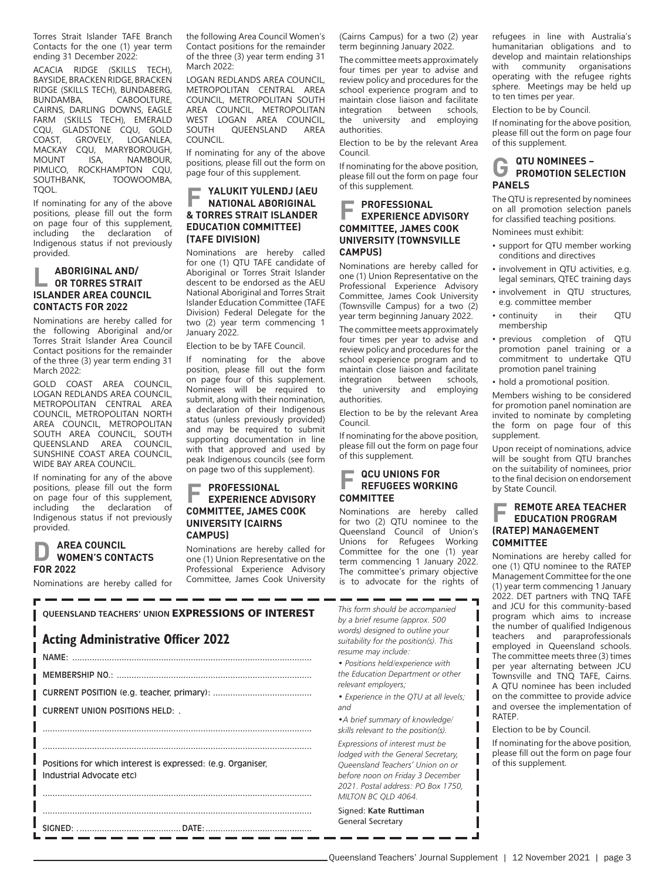Torres Strait Islander TAFE Branch Contacts for the one (1) year term ending 31 December 2022:

ACACIA RIDGE (SKILLS TECH), BAYSIDE, BRACKEN RIDGE, BRACKEN RIDGE (SKILLS TECH), BUNDABERG, BUNDAMBA, CABOOLTURE, CAIRNS, DARLING DOWNS, EAGLE FARM (SKILLS TECH), EMERALD CQU, GLADSTONE CQU, GOLD COAST, GROVELY, LOGANLEA, MACKAY CQU, MARYBOROUGH, MOUNT ISA, NAMBOUR, PIMLICO, ROCKHAMPTON CQU, SOUTHBANK, TOOWOOMBA, TQOL.

If nominating for any of the above positions, please fill out the form on page four of this supplement, including the declaration of Indigenous status if not previously provided.

## L ABORIGINAL AND/OR TORRES STRAIT ISLANDER AREA COUNCIL CONTACTS FOR 2022

Nominations are hereby called for the following Aboriginal and/or Torres Strait Islander Area Council Contact positions for the remainder of the three (3) year term ending 31 March 2022:

GOLD COAST AREA COUNCIL, LOGAN REDLANDS AREA COUNCIL, METROPOLITAN CENTRAL AREA COUNCIL, METROPOLITAN NORTH AREA COUNCIL, METROPOLITAN SOUTH AREA COUNCIL, SOUTH QUEENSLAND AREA COUNCIL, SUNSHINE COAST AREA COUNCIL, WIDE BAY AREA COUNCIL.

If nominating for any of the above positions, please fill out the form on page four of this supplement, including the declaration of Indigenous status if not previously provided.

## D AREA COUNCIL WOMEN'S CONTACTS FOR 2022

Nominations are hereby called for the following Area Council Women's Contact positions for the remainder of the three (3) year term ending 31 March 2022:

LOGAN REDLANDS AREA COUNCIL, METROPOLITAN CENTRAL AREA COUNCIL, METROPOLITAN SOUTH AREA COUNCIL, METROPOLITAN WEST LOGAN AREA COUNCIL, SOUTH QUEENSLAND AREA COUNCIL.

If nominating for any of the above positions, please fill out the form on page four of this supplement.

## F YALUKIT YULENDJ (AEU NATIONAL ABORIGINAL & TORRES STRAIT ISLANDER EDUCATION COMMITTEE) (TAFE DIVISION)

Nominations are hereby called for one (1) QTU TAFE candidate of Aboriginal or Torres Strait Islander descent to be endorsed as the AEU National Aboriginal and Torres Strait Islander Education Committee (TAFE Division) Federal Delegate for the two (2) year term commencing 1 January 2022.

Election to be by TAFE Council.

If nominating for the above position, please fill out the form on page four of this supplement. Nominees will be required to submit, along with their nomination, a declaration of their Indigenous status (unless previously provided) and may be required to submit supporting documentation in line with that approved and used by peak Indigenous councils (see form on page two of this supplement).

## F PROFESSIONAL EXPERIENCE ADVISORY COMMITTEE, JAMES COOK UNIVERSITY (CAIRNS CAMPUS)

Nominations are hereby called for one (1) Union Representative on the Professional Experience Advisory Committee, James Cook University (Cairns Campus) for a two (2) year term beginning January 2022.

The committee meets approximately four times per year to advise and review policy and procedures for the school experience program and to maintain close liaison and facilitate integration between schools, the university and employing authorities.

Election to be by the relevant Area Council.

If nominating for the above position, please fill out the form on page four of this supplement.

## F PROFESSIONAL EXPERIENCE ADVISORY COMMITTEE, JAMES COOK UNIVERSITY (TOWNSVILLE CAMPUS)

Nominations are hereby called for one (1) Union Representative on the Professional Experience Advisory Committee, James Cook University (Townsville Campus) for a two (2) year term beginning January 2022.

The committee meets approximately four times per year to advise and review policy and procedures for the school experience program and to maintain close liaison and facilitate integration between schools, the university and employing authorities.

Election to be by the relevant Area Council.

If nominating for the above position, please fill out the form on page four of this supplement.

## F QCU UNIONS FOR REFUGEES WORKING COMMITTEE

Nominations are hereby called for two (2) QTU nominee to the Queensland Council of Union's Unions for Refugees Working Committee for the one (1) year term commencing 1 January 2022. The committee's primary objective is to advocate for the rights of refugees in line with Australia's humanitarian obligations and to develop and maintain relationships with community organisations operating with the refugee rights sphere. Meetings may be held up to ten times per year.

Election to be by Council.

If nominating for the above position, please fill out the form on page four of this supplement.

## G QTU NOMINEES – PROMOTION SELECTION PANELS

The QTU is represented by nominees on all promotion selection panels for classified teaching positions.

Nominees must exhibit:

- support for QTU member working conditions and directives
- involvement in QTU activities, e.g. legal seminars, QTEC training days
- involvement in QTU structures, e.g. committee member
- continuity in their QTU membership
- previous completion of QTU promotion panel training or a commitment to undertake QTU promotion panel training
- hold a promotional position.

Members wishing to be considered for promotion panel nomination are invited to nominate by completing the form on page four of this supplement.

Upon receipt of nominations, advice will be sought from QTU branches on the suitability of nominees, prior to the final decision on endorsement by State Council.

## F REMOTE AREA TEACHER EDUCATION PROGRAM (RATEP) MANAGEMENT COMMITTEE

Nominations are hereby called for one (1) QTU nominee to the RATEP Management Committee for the one (1) year term commencing 1 January 2022. DET partners with TNQ TAFE and JCU for this community-based program which aims to increase the number of qualified Indigenous teachers and paraprofessionals employed in Queensland schools. The committee meets three (3) times per year alternating between JCU Townsville and TNQ TAFE, Cairns. A QTU nominee has been included on the committee to provide advice and oversee the implementation of RATEP.

Election to be by Council.

If nominating for the above position, please fill out the form on page four of this supplement.

---

QUEENSLAND TEACHERS' UNION **EXPRESSIONS OF INTEREST**

## Acting Administrative Officer 2022

NAME: ..............................................................................................

MEMBERSHIP NO.: ..............................................................................

CURRENT POSITION (e.g. teacher, primary): ........................................

CURRENT UNION POSITIONS HELD: .

..........................................................................................................

..........................................................................................................

Positions for which interest is expressed: (e.g. Organiser, Industrial Advocate etc)

..........................................................................................................

..........................................................................................................

SIGNED: ......................................... DATE: ..........................................

*This form should be accompanied by a brief resume (approx. 500 words) designed to outline your suitability for the position(s). This resume may include:*

*• Positions held/experience with the Education Department or other relevant employers;*

*• Experience in the QTU at all levels; and*

*• A brief summary of knowledge/skills relevant to the position(s).*

*Expressions of interest must be lodged with the General Secretary, Queensland Teachers' Union on or before noon on Friday 3 December 2021. Postal address: PO Box 1750, MILTON BC QLD 4064.*

Signed: **Kate Ruttiman**
General Secretary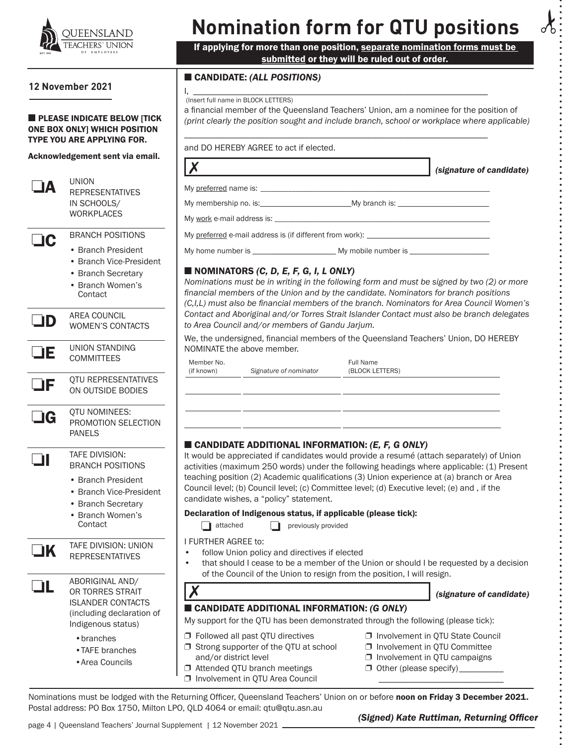QUEENSLAND TEACHERS' UNION OF EMPLOYEES

# Nomination form for QTU positions

**If applying for more than one position, separate nomination forms must be submitted or they will be ruled out of order.**

**12 November 2021**

**PLEASE INDICATE BELOW [TICK ONE BOX ONLY] WHICH POSITION TYPE YOU ARE APPLYING FOR.**

**Acknowledgement sent via email.**

- ❑ **A** UNION REPRESENTATIVES IN SCHOOLS/ WORKPLACES
- ❑ **C** BRANCH POSITIONS
  - Branch President
  - Branch Vice-President
  - Branch Secretary
  - Branch Women's Contact
- ❑ **D** AREA COUNCIL WOMEN'S CONTACTS
- ❑ **E** UNION STANDING COMMITTEES
- ❑ **F** QTU REPRESENTATIVES ON OUTSIDE BODIES
- ❑ **G** QTU NOMINEES: PROMOTION SELECTION PANELS
- ❑ **I** TAFE DIVISION: BRANCH POSITIONS
  - Branch President
  - Branch Vice-President
  - Branch Secretary
  - Branch Women's Contact
- ❑ **K** TAFE DIVISION: UNION REPRESENTATIVES
- ❑ **L** ABORIGINAL AND/ OR TORRES STRAIT ISLANDER CONTACTS (including declaration of Indigenous status)
  - branches
  - TAFE branches
  - Area Councils

## CANDIDATE: *(ALL POSITIONS)*

I, ______________________________________________
(Insert full name in BLOCK LETTERS)

a financial member of the Queensland Teachers' Union, am a nominee for the position of *(print clearly the position sought and include branch, school or workplace where applicable)*

______________________________________________

and DO HEREBY AGREE to act if elected.

✗ ______________________ *(signature of candidate)*

My preferred name is: ______________________

My membership no. is: ______________________ My branch is: ______________________

My work e-mail address is: ______________________

My preferred e-mail address is (if different from work): ______________________

My home number is ______________________ My mobile number is ______________________

## NOMINATORS *(C, D, E, F, G, I, L ONLY)*

*Nominations must be in writing in the following form and must be signed by two (2) or more financial members of the Union and by the candidate. Nominators for branch positions (C,I,L) must also be financial members of the branch. Nominators for Area Council Women's Contact and Aboriginal and/or Torres Strait Islander Contact must also be branch delegates to Area Council and/or members of Gandu Jarjum.*

We, the undersigned, financial members of the Queensland Teachers' Union, DO HEREBY NOMINATE the above member.

| Member No. (if known) | *Signature of nominator* | Full Name (BLOCK LETTERS) |
|---|---|---|
| | | |
| | | |
| | | |

## CANDIDATE ADDITIONAL INFORMATION: *(E, F, G ONLY)*

It would be appreciated if candidates would provide a resumé (attach separately) of Union activities (maximum 250 words) under the following headings where applicable: (1) Present teaching position (2) Academic qualifications (3) Union experience at (a) branch or Area Council level; (b) Council level; (c) Committee level; (d) Executive level; (e) and , if the candidate wishes, a "policy" statement.

**Declaration of Indigenous status, if applicable (please tick):**

❑ attached ❑ previously provided

I FURTHER AGREE to:

- follow Union policy and directives if elected
- that should I cease to be a member of the Union or should I be requested by a decision of the Council of the Union to resign from the position, I will resign.

✗ ______________________ *(signature of candidate)*

## CANDIDATE ADDITIONAL INFORMATION: *(G ONLY)*

My support for the QTU has been demonstrated through the following (please tick):

- ❒ Followed all past QTU directives
- ❒ Strong supporter of the QTU at school and/or district level
- ❒ Attended QTU branch meetings
- ❒ Involvement in QTU Area Council
- ❒ Involvement in QTU State Council
- ❒ Involvement in QTU Committee
- ❒ Involvement in QTU campaigns
- ❒ Other (please specify) ______________________

Nominations must be lodged with the Returning Officer, Queensland Teachers' Union on or before **noon on Friday 3 December 2021.** Postal address: PO Box 1750, Milton LPO, QLD 4064 or email: qtu@qtu.asn.au

*(Signed) Kate Ruttiman, Returning Officer*